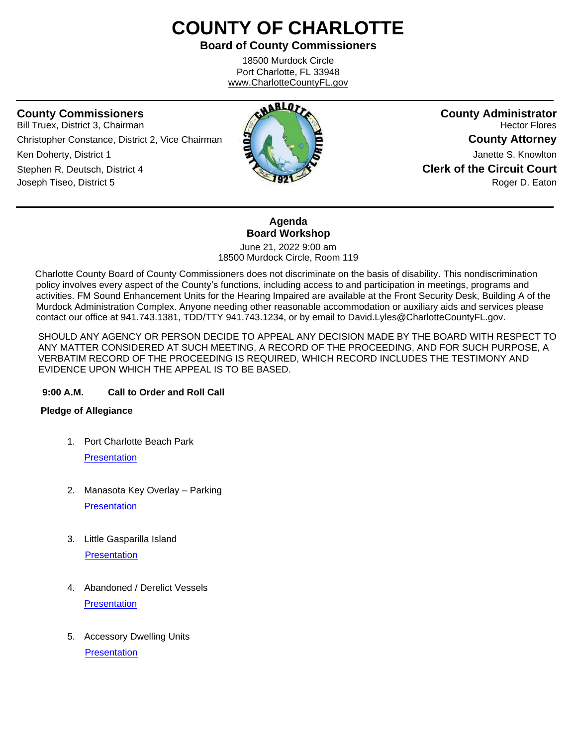# COUNTY OF CHARLOTTE

**Board of County Commissioners**

18500 Murdock Circle
Port Charlotte, FL 33948
www.CharlotteCountyFL.gov

**County Commissioners**
Bill Truex, District 3, Chairman
Christopher Constance, District 2, Vice Chairman
Ken Doherty, District 1
Stephen R. Deutsch, District 4
Joseph Tiseo, District 5

**County Administrator**
Hector Flores

**County Attorney**
Janette S. Knowlton

**Clerk of the Circuit Court**
Roger D. Eaton

## Agenda
## Board Workshop

June 21, 2022 9:00 am
18500 Murdock Circle, Room 119

Charlotte County Board of County Commissioners does not discriminate on the basis of disability. This nondiscrimination policy involves every aspect of the County's functions, including access to and participation in meetings, programs and activities. FM Sound Enhancement Units for the Hearing Impaired are available at the Front Security Desk, Building A of the Murdock Administration Complex. Anyone needing other reasonable accommodation or auxiliary aids and services please contact our office at 941.743.1381, TDD/TTY 941.743.1234, or by email to David.Lyles@CharlotteCountyFL.gov.

SHOULD ANY AGENCY OR PERSON DECIDE TO APPEAL ANY DECISION MADE BY THE BOARD WITH RESPECT TO ANY MATTER CONSIDERED AT SUCH MEETING, A RECORD OF THE PROCEEDING, AND FOR SUCH PURPOSE, A VERBATIM RECORD OF THE PROCEEDING IS REQUIRED, WHICH RECORD INCLUDES THE TESTIMONY AND EVIDENCE UPON WHICH THE APPEAL IS TO BE BASED.

**9:00 A.M. Call to Order and Roll Call**

**Pledge of Allegiance**

1. Port Charlotte Beach Park
   Presentation

2. Manasota Key Overlay – Parking
   Presentation

3. Little Gasparilla Island
   Presentation

4. Abandoned / Derelict Vessels
   Presentation

5. Accessory Dwelling Units
   Presentation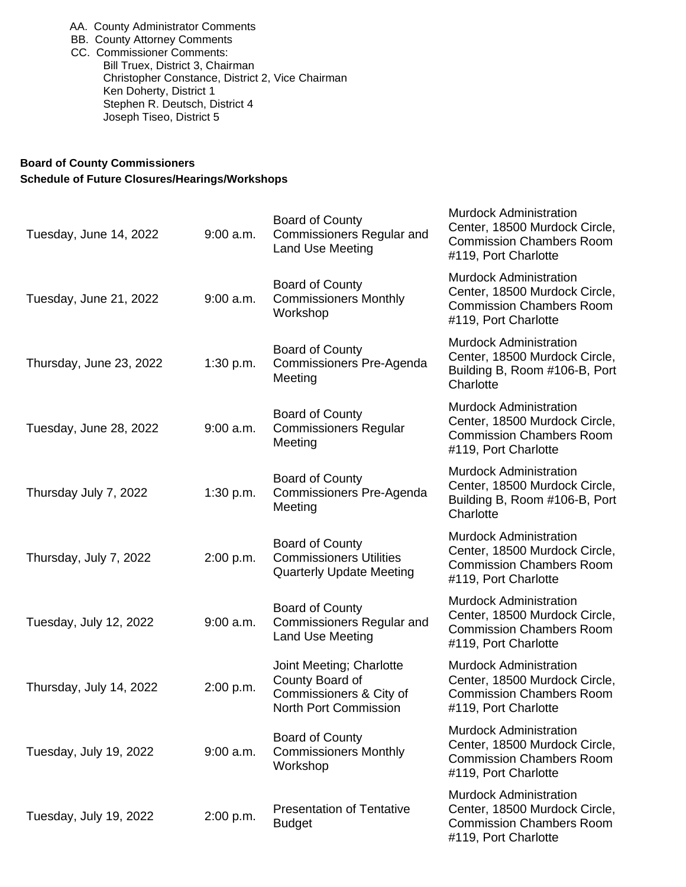AA. County Administrator Comments
BB. County Attorney Comments
CC. Commissioner Comments:
    Bill Truex, District 3, Chairman
    Christopher Constance, District 2, Vice Chairman
    Ken Doherty, District 1
    Stephen R. Deutsch, District 4
    Joseph Tiseo, District 5

**Board of County Commissioners**
**Schedule of Future Closures/Hearings/Workshops**

| | | | |
|---|---|---|---|
| Tuesday, June 14, 2022 | 9:00 a.m. | Board of County Commissioners Regular and Land Use Meeting | Murdock Administration Center, 18500 Murdock Circle, Commission Chambers Room #119, Port Charlotte |
| Tuesday, June 21, 2022 | 9:00 a.m. | Board of County Commissioners Monthly Workshop | Murdock Administration Center, 18500 Murdock Circle, Commission Chambers Room #119, Port Charlotte |
| Thursday, June 23, 2022 | 1:30 p.m. | Board of County Commissioners Pre-Agenda Meeting | Murdock Administration Center, 18500 Murdock Circle, Building B, Room #106-B, Port Charlotte |
| Tuesday, June 28, 2022 | 9:00 a.m. | Board of County Commissioners Regular Meeting | Murdock Administration Center, 18500 Murdock Circle, Commission Chambers Room #119, Port Charlotte |
| Thursday July 7, 2022 | 1:30 p.m. | Board of County Commissioners Pre-Agenda Meeting | Murdock Administration Center, 18500 Murdock Circle, Building B, Room #106-B, Port Charlotte |
| Thursday, July 7, 2022 | 2:00 p.m. | Board of County Commissioners Utilities Quarterly Update Meeting | Murdock Administration Center, 18500 Murdock Circle, Commission Chambers Room #119, Port Charlotte |
| Tuesday, July 12, 2022 | 9:00 a.m. | Board of County Commissioners Regular and Land Use Meeting | Murdock Administration Center, 18500 Murdock Circle, Commission Chambers Room #119, Port Charlotte |
| Thursday, July 14, 2022 | 2:00 p.m. | Joint Meeting; Charlotte County Board of Commissioners & City of North Port Commission | Murdock Administration Center, 18500 Murdock Circle, Commission Chambers Room #119, Port Charlotte |
| Tuesday, July 19, 2022 | 9:00 a.m. | Board of County Commissioners Monthly Workshop | Murdock Administration Center, 18500 Murdock Circle, Commission Chambers Room #119, Port Charlotte |
| Tuesday, July 19, 2022 | 2:00 p.m. | Presentation of Tentative Budget | Murdock Administration Center, 18500 Murdock Circle, Commission Chambers Room #119, Port Charlotte |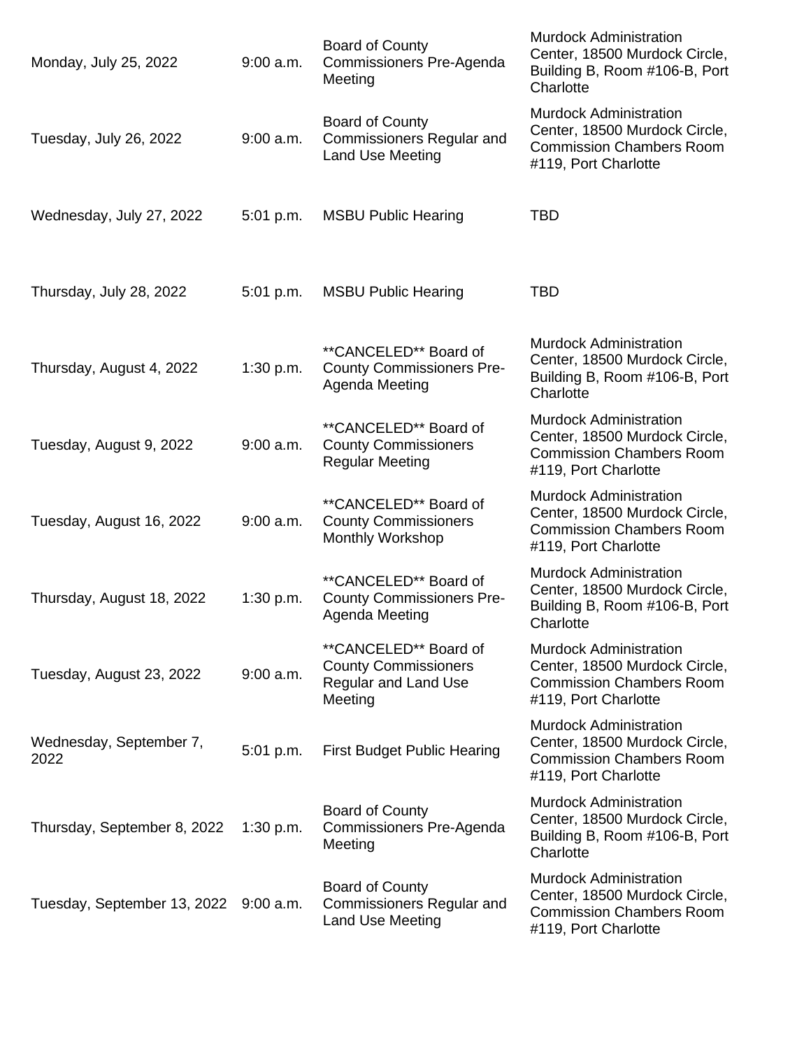| | | | |
|---|---|---|---|
| Monday, July 25, 2022 | 9:00 a.m. | Board of County Commissioners Pre-Agenda Meeting | Murdock Administration Center, 18500 Murdock Circle, Building B, Room #106-B, Port Charlotte |
| Tuesday, July 26, 2022 | 9:00 a.m. | Board of County Commissioners Regular and Land Use Meeting | Murdock Administration Center, 18500 Murdock Circle, Commission Chambers Room #119, Port Charlotte |
| Wednesday, July 27, 2022 | 5:01 p.m. | MSBU Public Hearing | TBD |
| Thursday, July 28, 2022 | 5:01 p.m. | MSBU Public Hearing | TBD |
| Thursday, August 4, 2022 | 1:30 p.m. | **CANCELED** Board of County Commissioners Pre-Agenda Meeting | Murdock Administration Center, 18500 Murdock Circle, Building B, Room #106-B, Port Charlotte |
| Tuesday, August 9, 2022 | 9:00 a.m. | **CANCELED** Board of County Commissioners Regular Meeting | Murdock Administration Center, 18500 Murdock Circle, Commission Chambers Room #119, Port Charlotte |
| Tuesday, August 16, 2022 | 9:00 a.m. | **CANCELED** Board of County Commissioners Monthly Workshop | Murdock Administration Center, 18500 Murdock Circle, Commission Chambers Room #119, Port Charlotte |
| Thursday, August 18, 2022 | 1:30 p.m. | **CANCELED** Board of County Commissioners Pre-Agenda Meeting | Murdock Administration Center, 18500 Murdock Circle, Building B, Room #106-B, Port Charlotte |
| Tuesday, August 23, 2022 | 9:00 a.m. | **CANCELED** Board of County Commissioners Regular and Land Use Meeting | Murdock Administration Center, 18500 Murdock Circle, Commission Chambers Room #119, Port Charlotte |
| Wednesday, September 7, 2022 | 5:01 p.m. | First Budget Public Hearing | Murdock Administration Center, 18500 Murdock Circle, Commission Chambers Room #119, Port Charlotte |
| Thursday, September 8, 2022 | 1:30 p.m. | Board of County Commissioners Pre-Agenda Meeting | Murdock Administration Center, 18500 Murdock Circle, Building B, Room #106-B, Port Charlotte |
| Tuesday, September 13, 2022 | 9:00 a.m. | Board of County Commissioners Regular and Land Use Meeting | Murdock Administration Center, 18500 Murdock Circle, Commission Chambers Room #119, Port Charlotte |